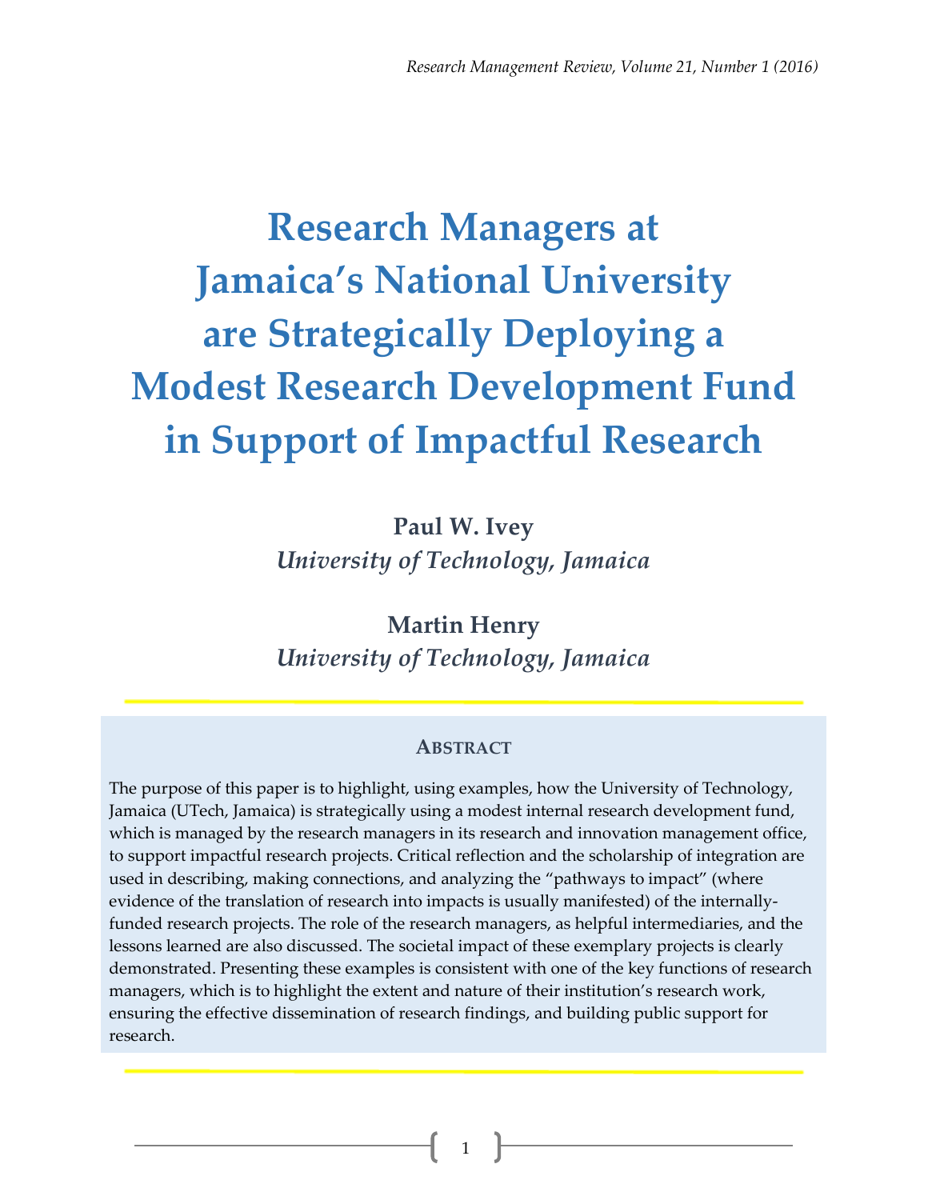# Research Managers at Jamaica's National University are Strategically Deploying a Modest Research Development Fund in Support of Impactful Research

**Paul W. Ivey**
*University of Technology, Jamaica*

**Martin Henry**
*University of Technology, Jamaica*

## ABSTRACT

The purpose of this paper is to highlight, using examples, how the University of Technology, Jamaica (UTech, Jamaica) is strategically using a modest internal research development fund, which is managed by the research managers in its research and innovation management office, to support impactful research projects. Critical reflection and the scholarship of integration are used in describing, making connections, and analyzing the "pathways to impact" (where evidence of the translation of research into impacts is usually manifested) of the internally-funded research projects. The role of the research managers, as helpful intermediaries, and the lessons learned are also discussed. The societal impact of these exemplary projects is clearly demonstrated. Presenting these examples is consistent with one of the key functions of research managers, which is to highlight the extent and nature of their institution's research work, ensuring the effective dissemination of research findings, and building public support for research.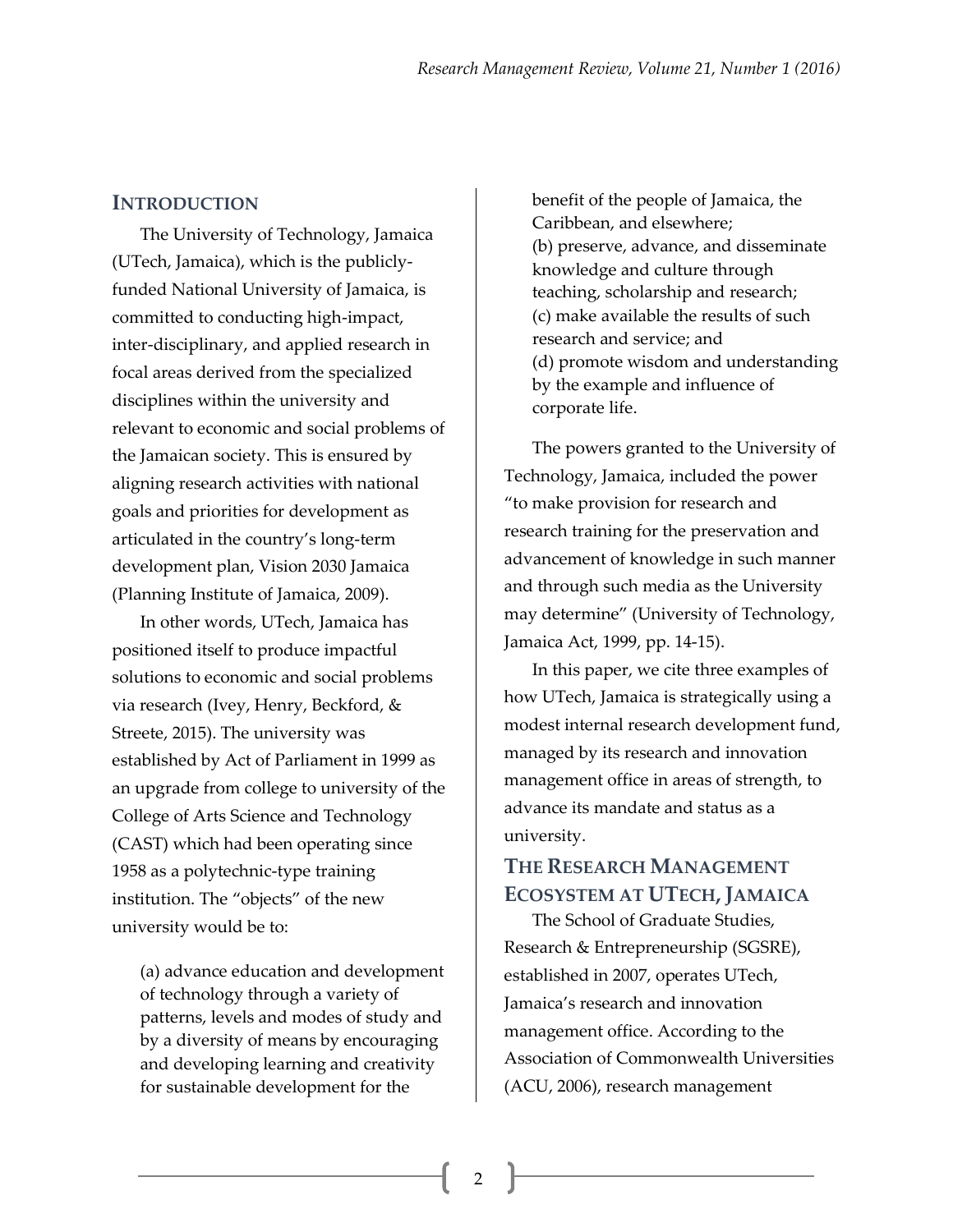## INTRODUCTION

The University of Technology, Jamaica (UTech, Jamaica), which is the publicly-funded National University of Jamaica, is committed to conducting high-impact, inter-disciplinary, and applied research in focal areas derived from the specialized disciplines within the university and relevant to economic and social problems of the Jamaican society. This is ensured by aligning research activities with national goals and priorities for development as articulated in the country's long-term development plan, Vision 2030 Jamaica (Planning Institute of Jamaica, 2009).

In other words, UTech, Jamaica has positioned itself to produce impactful solutions to economic and social problems via research (Ivey, Henry, Beckford, & Streete, 2015). The university was established by Act of Parliament in 1999 as an upgrade from college to university of the College of Arts Science and Technology (CAST) which had been operating since 1958 as a polytechnic-type training institution. The "objects" of the new university would be to:

> (a) advance education and development of technology through a variety of patterns, levels and modes of study and by a diversity of means by encouraging and developing learning and creativity for sustainable development for the benefit of the people of Jamaica, the Caribbean, and elsewhere;
> (b) preserve, advance, and disseminate knowledge and culture through teaching, scholarship and research;
> (c) make available the results of such research and service; and
> (d) promote wisdom and understanding by the example and influence of corporate life.

The powers granted to the University of Technology, Jamaica, included the power "to make provision for research and research training for the preservation and advancement of knowledge in such manner and through such media as the University may determine" (University of Technology, Jamaica Act, 1999, pp. 14-15).

In this paper, we cite three examples of how UTech, Jamaica is strategically using a modest internal research development fund, managed by its research and innovation management office in areas of strength, to advance its mandate and status as a university.

## THE RESEARCH MANAGEMENT ECOSYSTEM AT UTECH, JAMAICA

The School of Graduate Studies, Research & Entrepreneurship (SGSRE), established in 2007, operates UTech, Jamaica's research and innovation management office. According to the Association of Commonwealth Universities (ACU, 2006), research management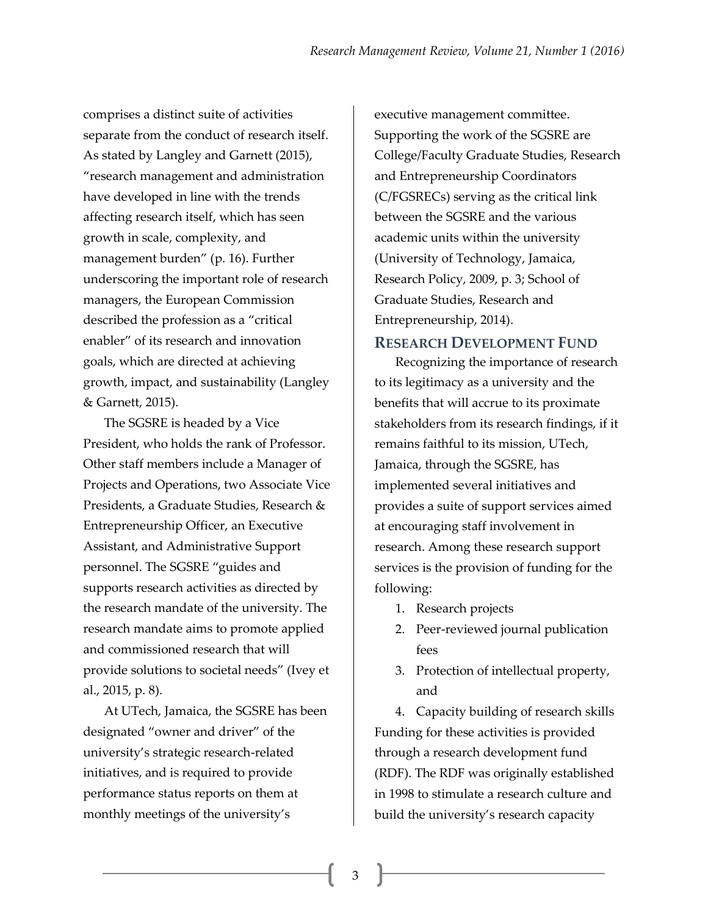comprises a distinct suite of activities separate from the conduct of research itself. As stated by Langley and Garnett (2015), "research management and administration have developed in line with the trends affecting research itself, which has seen growth in scale, complexity, and management burden" (p. 16). Further underscoring the important role of research managers, the European Commission described the profession as a "critical enabler" of its research and innovation goals, which are directed at achieving growth, impact, and sustainability (Langley & Garnett, 2015).

The SGSRE is headed by a Vice President, who holds the rank of Professor. Other staff members include a Manager of Projects and Operations, two Associate Vice Presidents, a Graduate Studies, Research & Entrepreneurship Officer, an Executive Assistant, and Administrative Support personnel. The SGSRE "guides and supports research activities as directed by the research mandate of the university. The research mandate aims to promote applied and commissioned research that will provide solutions to societal needs" (Ivey et al., 2015, p. 8).

At UTech, Jamaica, the SGSRE has been designated "owner and driver" of the university's strategic research-related initiatives, and is required to provide performance status reports on them at monthly meetings of the university's executive management committee. Supporting the work of the SGSRE are College/Faculty Graduate Studies, Research and Entrepreneurship Coordinators (C/FGSRECs) serving as the critical link between the SGSRE and the various academic units within the university (University of Technology, Jamaica, Research Policy, 2009, p. 3; School of Graduate Studies, Research and Entrepreneurship, 2014).

## Research Development Fund

Recognizing the importance of research to its legitimacy as a university and the benefits that will accrue to its proximate stakeholders from its research findings, if it remains faithful to its mission, UTech, Jamaica, through the SGSRE, has implemented several initiatives and provides a suite of support services aimed at encouraging staff involvement in research. Among these research support services is the provision of funding for the following:

1. Research projects
2. Peer-reviewed journal publication fees
3. Protection of intellectual property, and
4. Capacity building of research skills

Funding for these activities is provided through a research development fund (RDF). The RDF was originally established in 1998 to stimulate a research culture and build the university's research capacity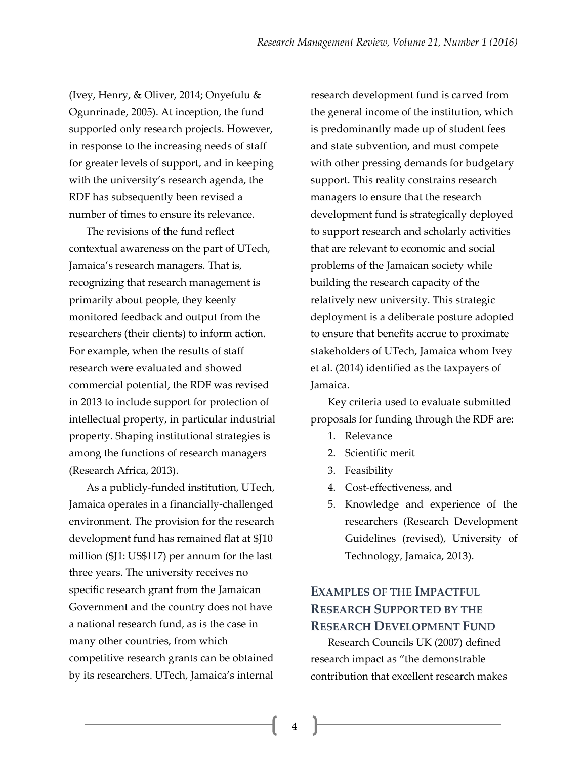(Ivey, Henry, & Oliver, 2014; Onyefulu & Ogunrinade, 2005). At inception, the fund supported only research projects. However, in response to the increasing needs of staff for greater levels of support, and in keeping with the university's research agenda, the RDF has subsequently been revised a number of times to ensure its relevance.

The revisions of the fund reflect contextual awareness on the part of UTech, Jamaica's research managers. That is, recognizing that research management is primarily about people, they keenly monitored feedback and output from the researchers (their clients) to inform action. For example, when the results of staff research were evaluated and showed commercial potential, the RDF was revised in 2013 to include support for protection of intellectual property, in particular industrial property. Shaping institutional strategies is among the functions of research managers (Research Africa, 2013).

As a publicly-funded institution, UTech, Jamaica operates in a financially-challenged environment. The provision for the research development fund has remained flat at $J10 million ($J1: US$117) per annum for the last three years. The university receives no specific research grant from the Jamaican Government and the country does not have a national research fund, as is the case in many other countries, from which competitive research grants can be obtained by its researchers. UTech, Jamaica's internal research development fund is carved from the general income of the institution, which is predominantly made up of student fees and state subvention, and must compete with other pressing demands for budgetary support. This reality constrains research managers to ensure that the research development fund is strategically deployed to support research and scholarly activities that are relevant to economic and social problems of the Jamaican society while building the research capacity of the relatively new university. This strategic deployment is a deliberate posture adopted to ensure that benefits accrue to proximate stakeholders of UTech, Jamaica whom Ivey et al. (2014) identified as the taxpayers of Jamaica.

Key criteria used to evaluate submitted proposals for funding through the RDF are:

1. Relevance
2. Scientific merit
3. Feasibility
4. Cost-effectiveness, and
5. Knowledge and experience of the researchers (Research Development Guidelines (revised), University of Technology, Jamaica, 2013).

## Examples of the Impactful Research Supported by the Research Development Fund

Research Councils UK (2007) defined research impact as "the demonstrable contribution that excellent research makes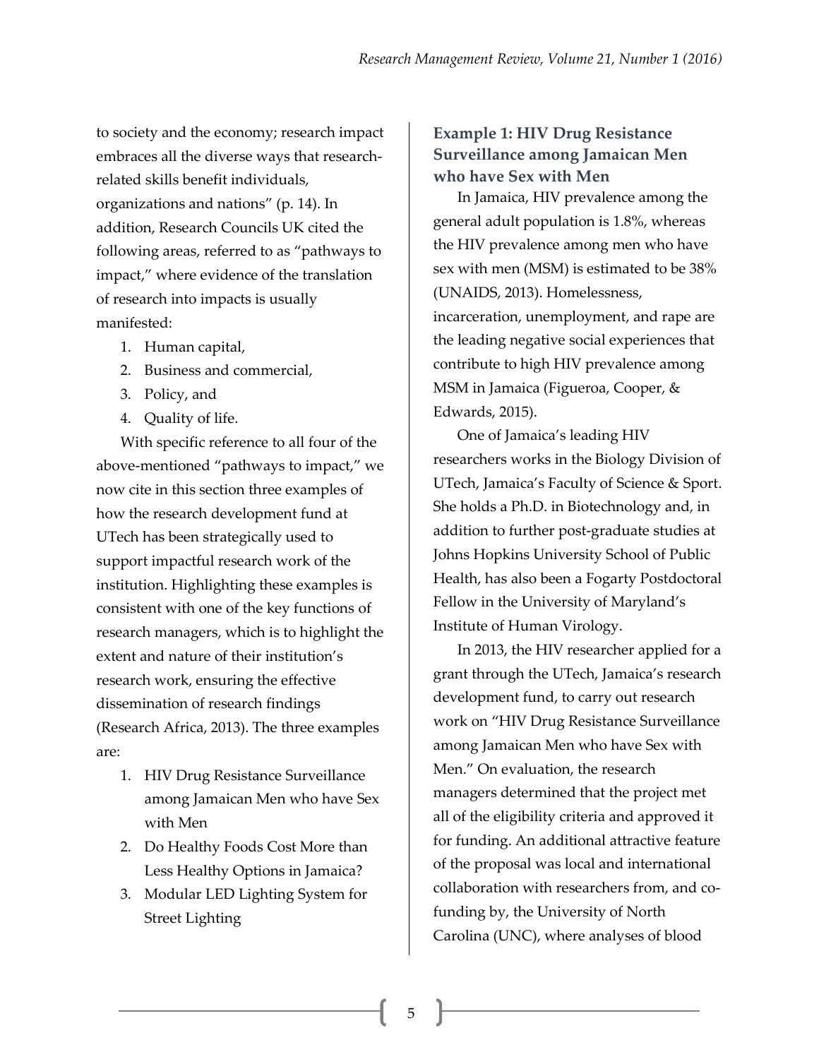to society and the economy; research impact embraces all the diverse ways that research-related skills benefit individuals, organizations and nations" (p. 14). In addition, Research Councils UK cited the following areas, referred to as "pathways to impact," where evidence of the translation of research into impacts is usually manifested:

1. Human capital,
2. Business and commercial,
3. Policy, and
4. Quality of life.

With specific reference to all four of the above-mentioned "pathways to impact," we now cite in this section three examples of how the research development fund at UTech has been strategically used to support impactful research work of the institution. Highlighting these examples is consistent with one of the key functions of research managers, which is to highlight the extent and nature of their institution's research work, ensuring the effective dissemination of research findings (Research Africa, 2013). The three examples are:

1. HIV Drug Resistance Surveillance among Jamaican Men who have Sex with Men
2. Do Healthy Foods Cost More than Less Healthy Options in Jamaica?
3. Modular LED Lighting System for Street Lighting

### Example 1: HIV Drug Resistance Surveillance among Jamaican Men who have Sex with Men

In Jamaica, HIV prevalence among the general adult population is 1.8%, whereas the HIV prevalence among men who have sex with men (MSM) is estimated to be 38% (UNAIDS, 2013). Homelessness, incarceration, unemployment, and rape are the leading negative social experiences that contribute to high HIV prevalence among MSM in Jamaica (Figueroa, Cooper, & Edwards, 2015).

One of Jamaica's leading HIV researchers works in the Biology Division of UTech, Jamaica's Faculty of Science & Sport. She holds a Ph.D. in Biotechnology and, in addition to further post-graduate studies at Johns Hopkins University School of Public Health, has also been a Fogarty Postdoctoral Fellow in the University of Maryland's Institute of Human Virology.

In 2013, the HIV researcher applied for a grant through the UTech, Jamaica's research development fund, to carry out research work on "HIV Drug Resistance Surveillance among Jamaican Men who have Sex with Men." On evaluation, the research managers determined that the project met all of the eligibility criteria and approved it for funding. An additional attractive feature of the proposal was local and international collaboration with researchers from, and co-funding by, the University of North Carolina (UNC), where analyses of blood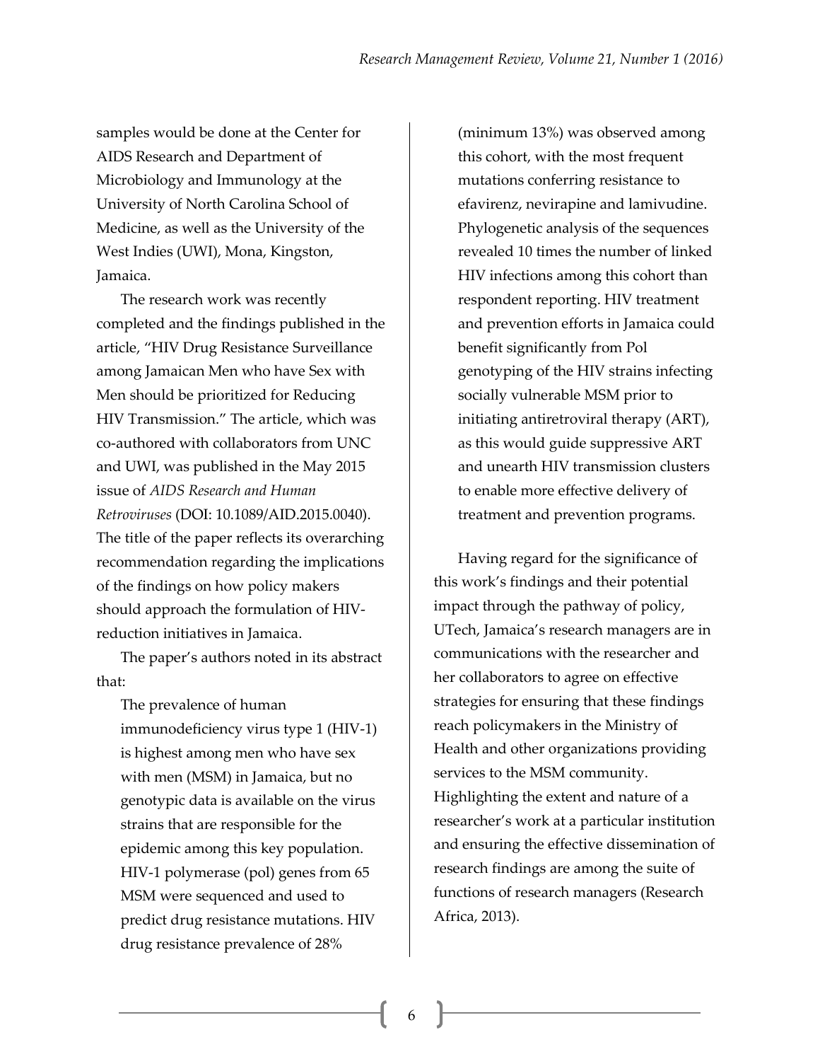samples would be done at the Center for AIDS Research and Department of Microbiology and Immunology at the University of North Carolina School of Medicine, as well as the University of the West Indies (UWI), Mona, Kingston, Jamaica.

The research work was recently completed and the findings published in the article, "HIV Drug Resistance Surveillance among Jamaican Men who have Sex with Men should be prioritized for Reducing HIV Transmission." The article, which was co-authored with collaborators from UNC and UWI, was published in the May 2015 issue of *AIDS Research and Human Retroviruses* (DOI: 10.1089/AID.2015.0040). The title of the paper reflects its overarching recommendation regarding the implications of the findings on how policy makers should approach the formulation of HIV-reduction initiatives in Jamaica.

The paper's authors noted in its abstract that:

> The prevalence of human immunodeficiency virus type 1 (HIV-1) is highest among men who have sex with men (MSM) in Jamaica, but no genotypic data is available on the virus strains that are responsible for the epidemic among this key population. HIV-1 polymerase (pol) genes from 65 MSM were sequenced and used to predict drug resistance mutations. HIV drug resistance prevalence of 28% (minimum 13%) was observed among this cohort, with the most frequent mutations conferring resistance to efavirenz, nevirapine and lamivudine. Phylogenetic analysis of the sequences revealed 10 times the number of linked HIV infections among this cohort than respondent reporting. HIV treatment and prevention efforts in Jamaica could benefit significantly from Pol genotyping of the HIV strains infecting socially vulnerable MSM prior to initiating antiretroviral therapy (ART), as this would guide suppressive ART and unearth HIV transmission clusters to enable more effective delivery of treatment and prevention programs.

Having regard for the significance of this work's findings and their potential impact through the pathway of policy, UTech, Jamaica's research managers are in communications with the researcher and her collaborators to agree on effective strategies for ensuring that these findings reach policymakers in the Ministry of Health and other organizations providing services to the MSM community. Highlighting the extent and nature of a researcher's work at a particular institution and ensuring the effective dissemination of research findings are among the suite of functions of research managers (Research Africa, 2013).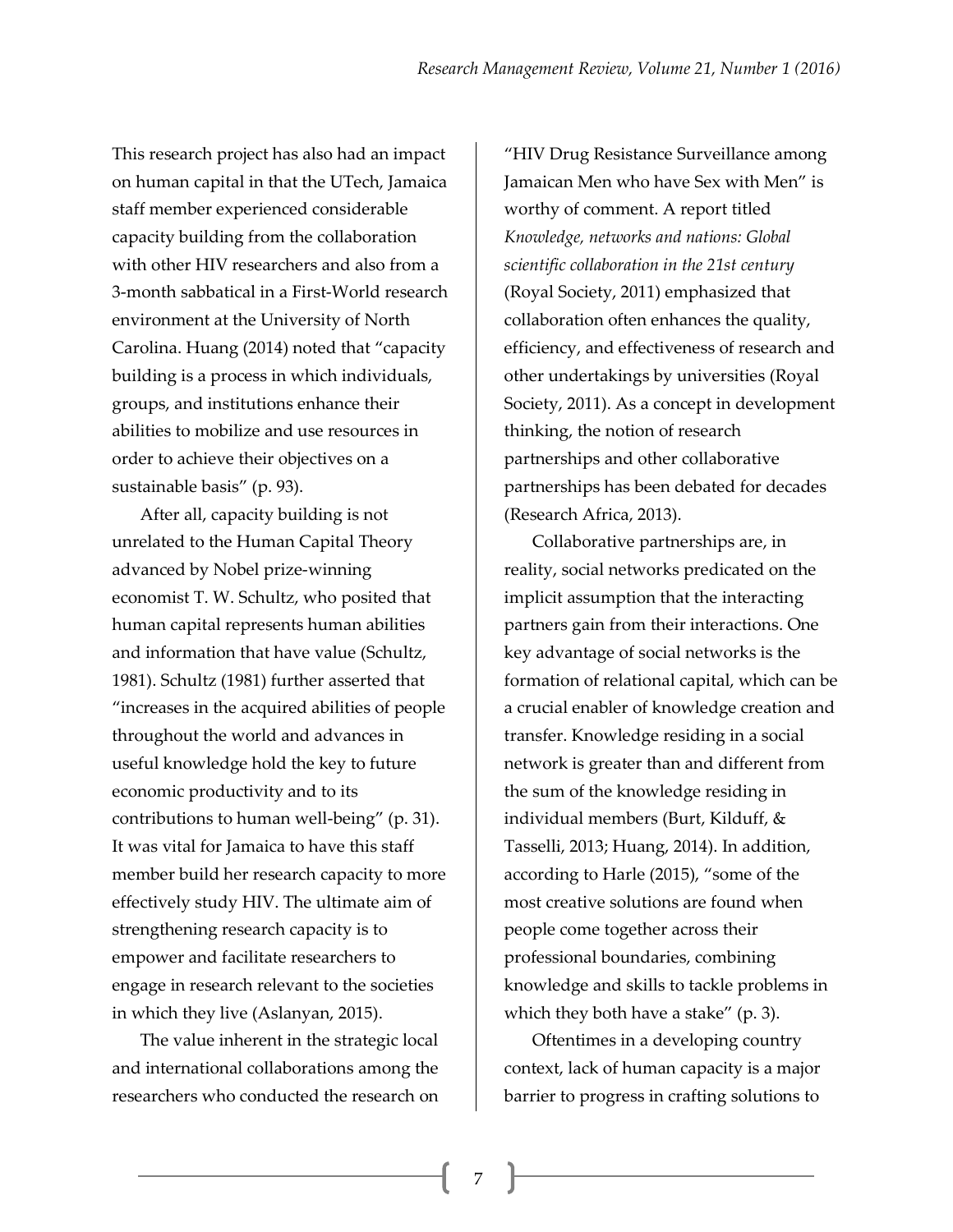This research project has also had an impact on human capital in that the UTech, Jamaica staff member experienced considerable capacity building from the collaboration with other HIV researchers and also from a 3-month sabbatical in a First-World research environment at the University of North Carolina. Huang (2014) noted that "capacity building is a process in which individuals, groups, and institutions enhance their abilities to mobilize and use resources in order to achieve their objectives on a sustainable basis" (p. 93).

After all, capacity building is not unrelated to the Human Capital Theory advanced by Nobel prize-winning economist T. W. Schultz, who posited that human capital represents human abilities and information that have value (Schultz, 1981). Schultz (1981) further asserted that "increases in the acquired abilities of people throughout the world and advances in useful knowledge hold the key to future economic productivity and to its contributions to human well-being" (p. 31). It was vital for Jamaica to have this staff member build her research capacity to more effectively study HIV. The ultimate aim of strengthening research capacity is to empower and facilitate researchers to engage in research relevant to the societies in which they live (Aslanyan, 2015).

The value inherent in the strategic local and international collaborations among the researchers who conducted the research on "HIV Drug Resistance Surveillance among Jamaican Men who have Sex with Men" is worthy of comment. A report titled *Knowledge, networks and nations: Global scientific collaboration in the 21st century* (Royal Society, 2011) emphasized that collaboration often enhances the quality, efficiency, and effectiveness of research and other undertakings by universities (Royal Society, 2011). As a concept in development thinking, the notion of research partnerships and other collaborative partnerships has been debated for decades (Research Africa, 2013).

Collaborative partnerships are, in reality, social networks predicated on the implicit assumption that the interacting partners gain from their interactions. One key advantage of social networks is the formation of relational capital, which can be a crucial enabler of knowledge creation and transfer. Knowledge residing in a social network is greater than and different from the sum of the knowledge residing in individual members (Burt, Kilduff, & Tasselli, 2013; Huang, 2014). In addition, according to Harle (2015), "some of the most creative solutions are found when people come together across their professional boundaries, combining knowledge and skills to tackle problems in which they both have a stake" (p. 3).

Oftentimes in a developing country context, lack of human capacity is a major barrier to progress in crafting solutions to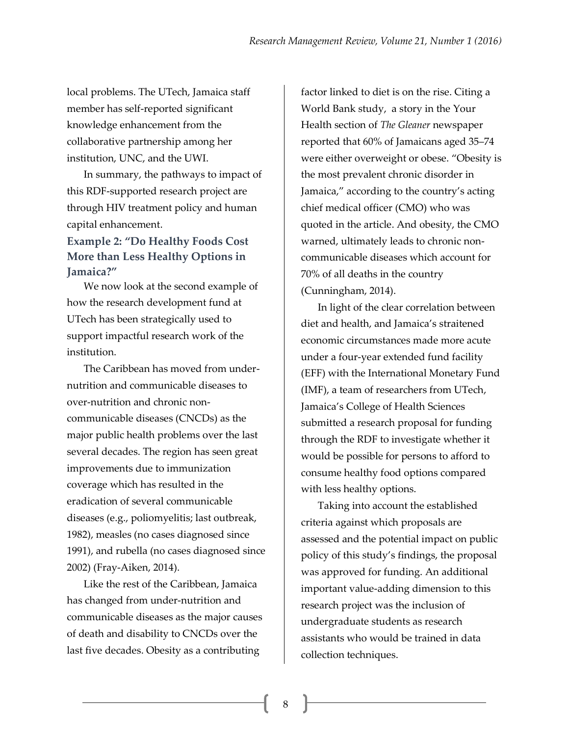local problems. The UTech, Jamaica staff member has self-reported significant knowledge enhancement from the collaborative partnership among her institution, UNC, and the UWI.

In summary, the pathways to impact of this RDF-supported research project are through HIV treatment policy and human capital enhancement.

### Example 2: "Do Healthy Foods Cost More than Less Healthy Options in Jamaica?"

We now look at the second example of how the research development fund at UTech has been strategically used to support impactful research work of the institution.

The Caribbean has moved from under-nutrition and communicable diseases to over-nutrition and chronic non-communicable diseases (CNCDs) as the major public health problems over the last several decades. The region has seen great improvements due to immunization coverage which has resulted in the eradication of several communicable diseases (e.g., poliomyelitis; last outbreak, 1982), measles (no cases diagnosed since 1991), and rubella (no cases diagnosed since 2002) (Fray-Aiken, 2014).

Like the rest of the Caribbean, Jamaica has changed from under-nutrition and communicable diseases as the major causes of death and disability to CNCDs over the last five decades. Obesity as a contributing factor linked to diet is on the rise. Citing a World Bank study, a story in the Your Health section of *The Gleaner* newspaper reported that 60% of Jamaicans aged 35–74 were either overweight or obese. "Obesity is the most prevalent chronic disorder in Jamaica," according to the country's acting chief medical officer (CMO) who was quoted in the article. And obesity, the CMO warned, ultimately leads to chronic non-communicable diseases which account for 70% of all deaths in the country (Cunningham, 2014).

In light of the clear correlation between diet and health, and Jamaica's straitened economic circumstances made more acute under a four-year extended fund facility (EFF) with the International Monetary Fund (IMF), a team of researchers from UTech, Jamaica's College of Health Sciences submitted a research proposal for funding through the RDF to investigate whether it would be possible for persons to afford to consume healthy food options compared with less healthy options.

Taking into account the established criteria against which proposals are assessed and the potential impact on public policy of this study's findings, the proposal was approved for funding. An additional important value-adding dimension to this research project was the inclusion of undergraduate students as research assistants who would be trained in data collection techniques.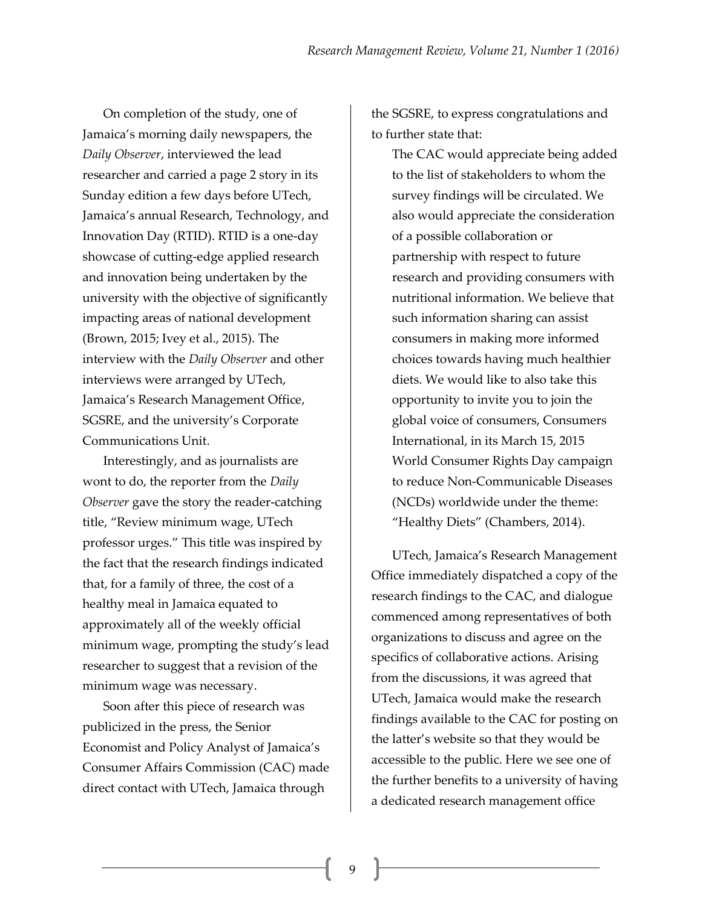On completion of the study, one of Jamaica's morning daily newspapers, the *Daily Observer*, interviewed the lead researcher and carried a page 2 story in its Sunday edition a few days before UTech, Jamaica's annual Research, Technology, and Innovation Day (RTID). RTID is a one-day showcase of cutting-edge applied research and innovation being undertaken by the university with the objective of significantly impacting areas of national development (Brown, 2015; Ivey et al., 2015). The interview with the *Daily Observer* and other interviews were arranged by UTech, Jamaica's Research Management Office, SGSRE, and the university's Corporate Communications Unit.

Interestingly, and as journalists are wont to do, the reporter from the *Daily Observer* gave the story the reader-catching title, "Review minimum wage, UTech professor urges." This title was inspired by the fact that the research findings indicated that, for a family of three, the cost of a healthy meal in Jamaica equated to approximately all of the weekly official minimum wage, prompting the study's lead researcher to suggest that a revision of the minimum wage was necessary.

Soon after this piece of research was publicized in the press, the Senior Economist and Policy Analyst of Jamaica's Consumer Affairs Commission (CAC) made direct contact with UTech, Jamaica through the SGSRE, to express congratulations and to further state that:

> The CAC would appreciate being added to the list of stakeholders to whom the survey findings will be circulated. We also would appreciate the consideration of a possible collaboration or partnership with respect to future research and providing consumers with nutritional information. We believe that such information sharing can assist consumers in making more informed choices towards having much healthier diets. We would like to also take this opportunity to invite you to join the global voice of consumers, Consumers International, in its March 15, 2015 World Consumer Rights Day campaign to reduce Non-Communicable Diseases (NCDs) worldwide under the theme: "Healthy Diets" (Chambers, 2014).

UTech, Jamaica's Research Management Office immediately dispatched a copy of the research findings to the CAC, and dialogue commenced among representatives of both organizations to discuss and agree on the specifics of collaborative actions. Arising from the discussions, it was agreed that UTech, Jamaica would make the research findings available to the CAC for posting on the latter's website so that they would be accessible to the public. Here we see one of the further benefits to a university of having a dedicated research management office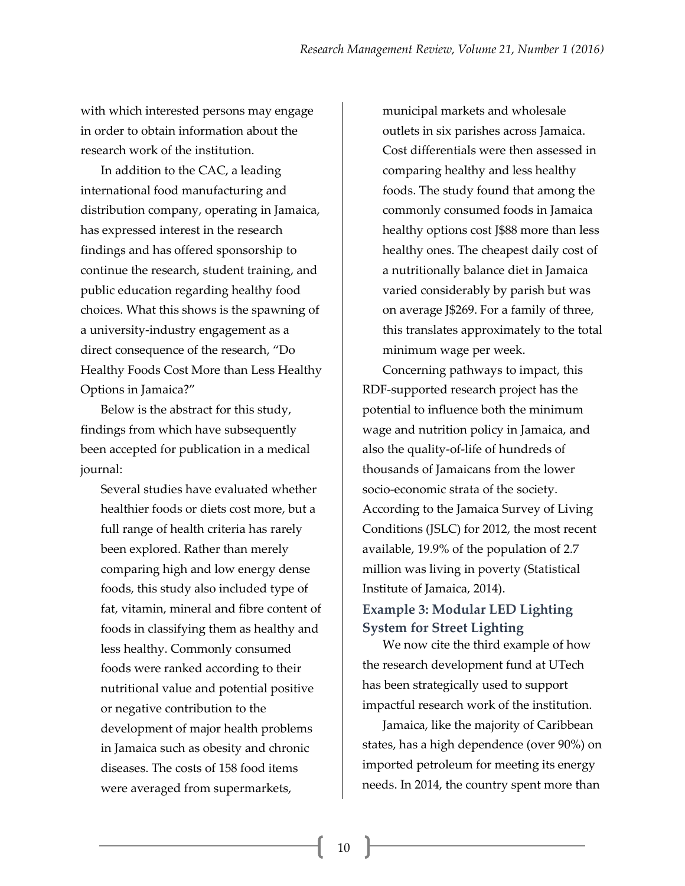with which interested persons may engage in order to obtain information about the research work of the institution.

In addition to the CAC, a leading international food manufacturing and distribution company, operating in Jamaica, has expressed interest in the research findings and has offered sponsorship to continue the research, student training, and public education regarding healthy food choices. What this shows is the spawning of a university-industry engagement as a direct consequence of the research, "Do Healthy Foods Cost More than Less Healthy Options in Jamaica?"

Below is the abstract for this study, findings from which have subsequently been accepted for publication in a medical journal:

> Several studies have evaluated whether healthier foods or diets cost more, but a full range of health criteria has rarely been explored. Rather than merely comparing high and low energy dense foods, this study also included type of fat, vitamin, mineral and fibre content of foods in classifying them as healthy and less healthy. Commonly consumed foods were ranked according to their nutritional value and potential positive or negative contribution to the development of major health problems in Jamaica such as obesity and chronic diseases. The costs of 158 food items were averaged from supermarkets, municipal markets and wholesale outlets in six parishes across Jamaica. Cost differentials were then assessed in comparing healthy and less healthy foods. The study found that among the commonly consumed foods in Jamaica healthy options cost J$88 more than less healthy ones. The cheapest daily cost of a nutritionally balance diet in Jamaica varied considerably by parish but was on average J$269. For a family of three, this translates approximately to the total minimum wage per week.

Concerning pathways to impact, this RDF-supported research project has the potential to influence both the minimum wage and nutrition policy in Jamaica, and also the quality-of-life of hundreds of thousands of Jamaicans from the lower socio-economic strata of the society. According to the Jamaica Survey of Living Conditions (JSLC) for 2012, the most recent available, 19.9% of the population of 2.7 million was living in poverty (Statistical Institute of Jamaica, 2014).

### Example 3: Modular LED Lighting System for Street Lighting

We now cite the third example of how the research development fund at UTech has been strategically used to support impactful research work of the institution.

Jamaica, like the majority of Caribbean states, has a high dependence (over 90%) on imported petroleum for meeting its energy needs. In 2014, the country spent more than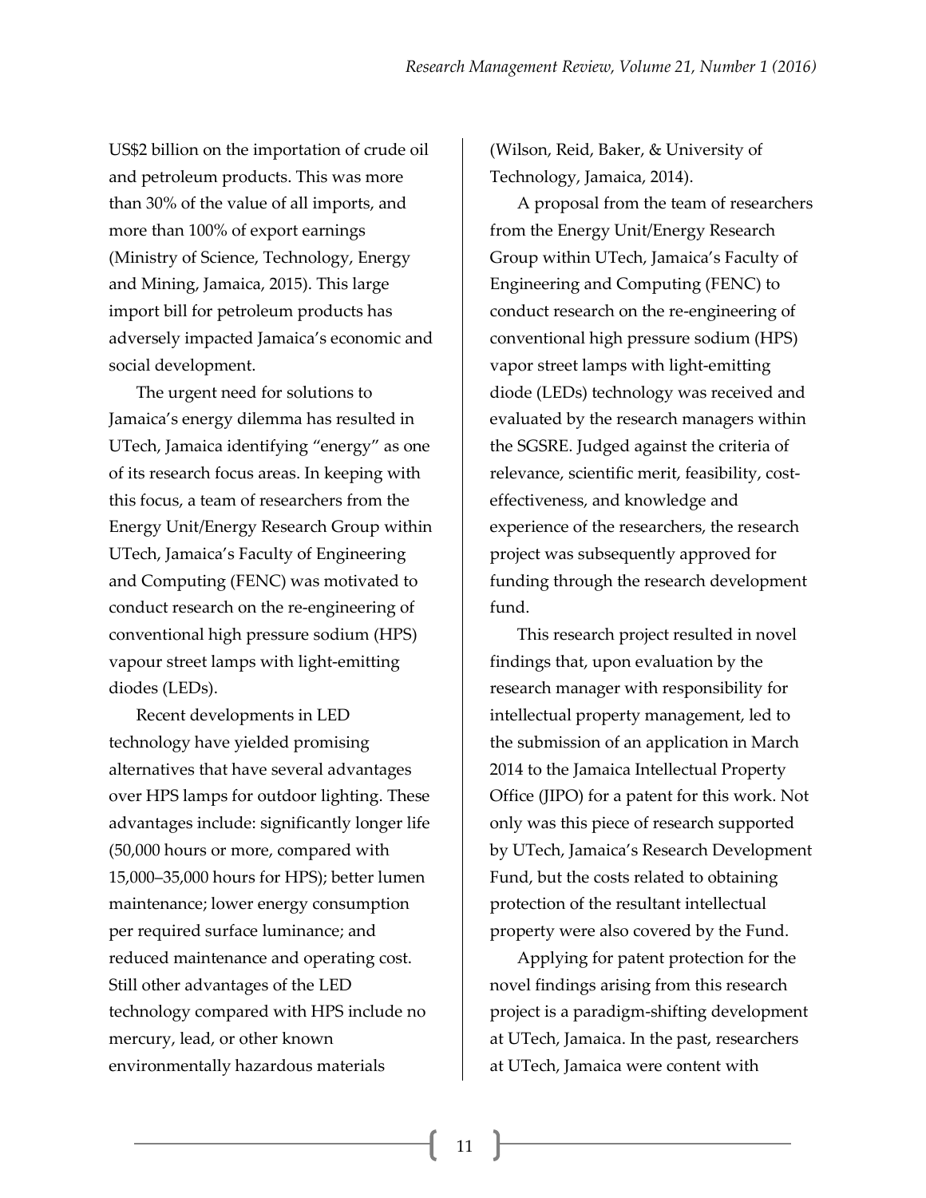US$2 billion on the importation of crude oil and petroleum products. This was more than 30% of the value of all imports, and more than 100% of export earnings (Ministry of Science, Technology, Energy and Mining, Jamaica, 2015). This large import bill for petroleum products has adversely impacted Jamaica's economic and social development.

The urgent need for solutions to Jamaica's energy dilemma has resulted in UTech, Jamaica identifying "energy" as one of its research focus areas. In keeping with this focus, a team of researchers from the Energy Unit/Energy Research Group within UTech, Jamaica's Faculty of Engineering and Computing (FENC) was motivated to conduct research on the re-engineering of conventional high pressure sodium (HPS) vapour street lamps with light-emitting diodes (LEDs).

Recent developments in LED technology have yielded promising alternatives that have several advantages over HPS lamps for outdoor lighting. These advantages include: significantly longer life (50,000 hours or more, compared with 15,000–35,000 hours for HPS); better lumen maintenance; lower energy consumption per required surface luminance; and reduced maintenance and operating cost. Still other advantages of the LED technology compared with HPS include no mercury, lead, or other known environmentally hazardous materials (Wilson, Reid, Baker, & University of Technology, Jamaica, 2014).

A proposal from the team of researchers from the Energy Unit/Energy Research Group within UTech, Jamaica's Faculty of Engineering and Computing (FENC) to conduct research on the re-engineering of conventional high pressure sodium (HPS) vapor street lamps with light-emitting diode (LEDs) technology was received and evaluated by the research managers within the SGSRE. Judged against the criteria of relevance, scientific merit, feasibility, cost-effectiveness, and knowledge and experience of the researchers, the research project was subsequently approved for funding through the research development fund.

This research project resulted in novel findings that, upon evaluation by the research manager with responsibility for intellectual property management, led to the submission of an application in March 2014 to the Jamaica Intellectual Property Office (JIPO) for a patent for this work. Not only was this piece of research supported by UTech, Jamaica's Research Development Fund, but the costs related to obtaining protection of the resultant intellectual property were also covered by the Fund.

Applying for patent protection for the novel findings arising from this research project is a paradigm-shifting development at UTech, Jamaica. In the past, researchers at UTech, Jamaica were content with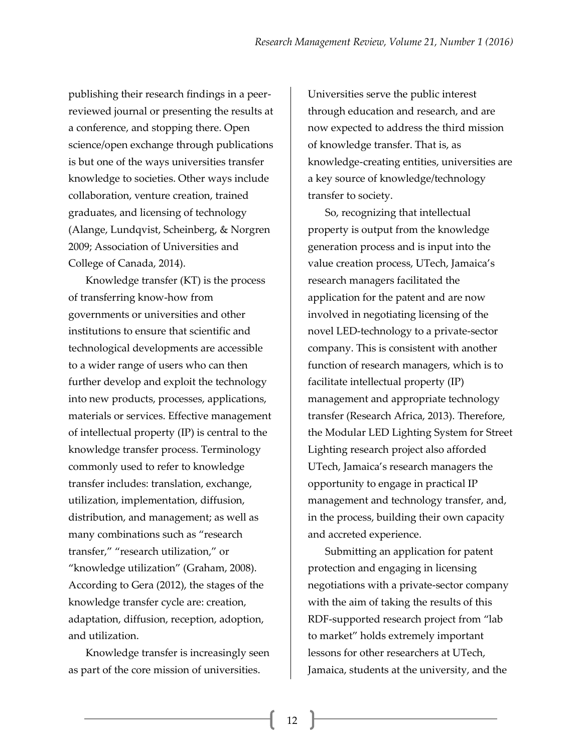publishing their research findings in a peer-reviewed journal or presenting the results at a conference, and stopping there. Open science/open exchange through publications is but one of the ways universities transfer knowledge to societies. Other ways include collaboration, venture creation, trained graduates, and licensing of technology (Alange, Lundqvist, Scheinberg, & Norgren 2009; Association of Universities and College of Canada, 2014).

Knowledge transfer (KT) is the process of transferring know-how from governments or universities and other institutions to ensure that scientific and technological developments are accessible to a wider range of users who can then further develop and exploit the technology into new products, processes, applications, materials or services. Effective management of intellectual property (IP) is central to the knowledge transfer process. Terminology commonly used to refer to knowledge transfer includes: translation, exchange, utilization, implementation, diffusion, distribution, and management; as well as many combinations such as "research transfer," "research utilization," or "knowledge utilization" (Graham, 2008). According to Gera (2012), the stages of the knowledge transfer cycle are: creation, adaptation, diffusion, reception, adoption, and utilization.

Knowledge transfer is increasingly seen as part of the core mission of universities. Universities serve the public interest through education and research, and are now expected to address the third mission of knowledge transfer. That is, as knowledge-creating entities, universities are a key source of knowledge/technology transfer to society.

So, recognizing that intellectual property is output from the knowledge generation process and is input into the value creation process, UTech, Jamaica's research managers facilitated the application for the patent and are now involved in negotiating licensing of the novel LED-technology to a private-sector company. This is consistent with another function of research managers, which is to facilitate intellectual property (IP) management and appropriate technology transfer (Research Africa, 2013). Therefore, the Modular LED Lighting System for Street Lighting research project also afforded UTech, Jamaica's research managers the opportunity to engage in practical IP management and technology transfer, and, in the process, building their own capacity and accreted experience.

Submitting an application for patent protection and engaging in licensing negotiations with a private-sector company with the aim of taking the results of this RDF-supported research project from "lab to market" holds extremely important lessons for other researchers at UTech, Jamaica, students at the university, and the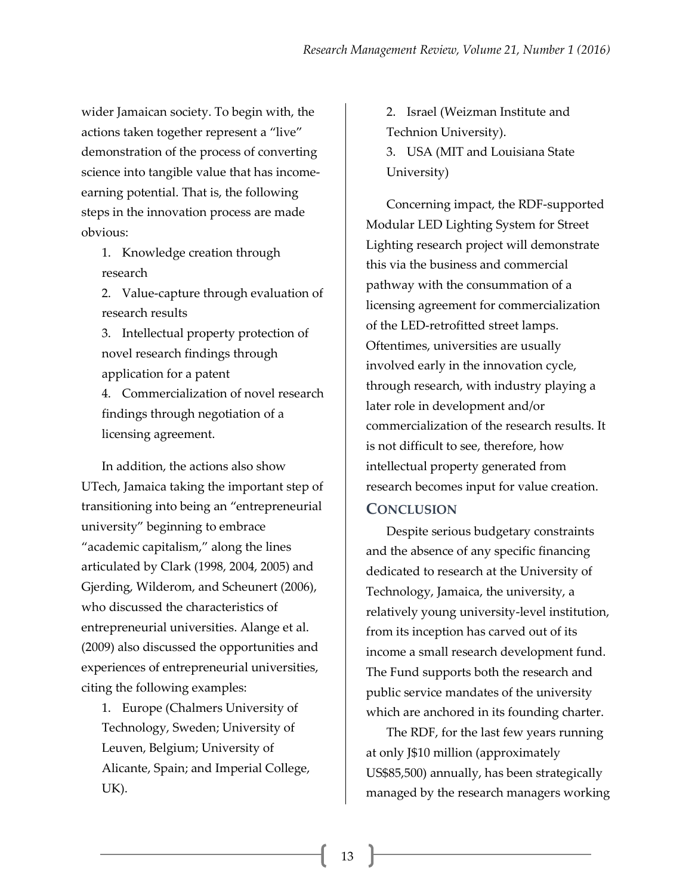wider Jamaican society. To begin with, the actions taken together represent a "live" demonstration of the process of converting science into tangible value that has income-earning potential. That is, the following steps in the innovation process are made obvious:

1. Knowledge creation through research
2. Value-capture through evaluation of research results
3. Intellectual property protection of novel research findings through application for a patent
4. Commercialization of novel research findings through negotiation of a licensing agreement.

In addition, the actions also show UTech, Jamaica taking the important step of transitioning into being an "entrepreneurial university" beginning to embrace "academic capitalism," along the lines articulated by Clark (1998, 2004, 2005) and Gjerding, Wilderom, and Scheunert (2006), who discussed the characteristics of entrepreneurial universities. Alange et al. (2009) also discussed the opportunities and experiences of entrepreneurial universities, citing the following examples:

1. Europe (Chalmers University of Technology, Sweden; University of Leuven, Belgium; University of Alicante, Spain; and Imperial College, UK).
2. Israel (Weizman Institute and Technion University).
3. USA (MIT and Louisiana State University)

Concerning impact, the RDF-supported Modular LED Lighting System for Street Lighting research project will demonstrate this via the business and commercial pathway with the consummation of a licensing agreement for commercialization of the LED-retrofitted street lamps. Oftentimes, universities are usually involved early in the innovation cycle, through research, with industry playing a later role in development and/or commercialization of the research results. It is not difficult to see, therefore, how intellectual property generated from research becomes input for value creation.

## Conclusion

Despite serious budgetary constraints and the absence of any specific financing dedicated to research at the University of Technology, Jamaica, the university, a relatively young university-level institution, from its inception has carved out of its income a small research development fund. The Fund supports both the research and public service mandates of the university which are anchored in its founding charter.

The RDF, for the last few years running at only J$10 million (approximately US$85,500) annually, has been strategically managed by the research managers working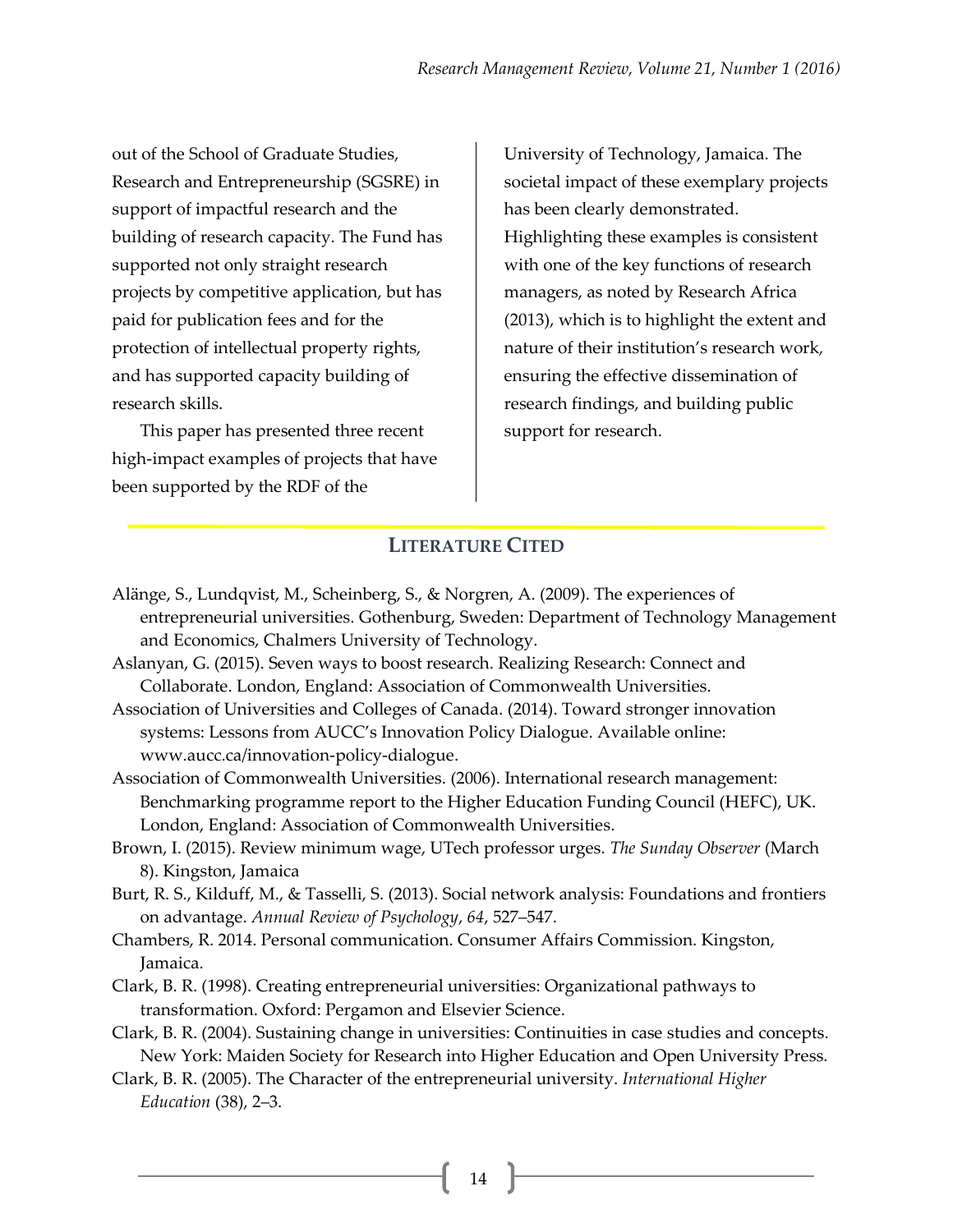out of the School of Graduate Studies, Research and Entrepreneurship (SGSRE) in support of impactful research and the building of research capacity. The Fund has supported not only straight research projects by competitive application, but has paid for publication fees and for the protection of intellectual property rights, and has supported capacity building of research skills.

This paper has presented three recent high-impact examples of projects that have been supported by the RDF of the University of Technology, Jamaica. The societal impact of these exemplary projects has been clearly demonstrated. Highlighting these examples is consistent with one of the key functions of research managers, as noted by Research Africa (2013), which is to highlight the extent and nature of their institution's research work, ensuring the effective dissemination of research findings, and building public support for research.

## LITERATURE CITED

Alänge, S., Lundqvist, M., Scheinberg, S., & Norgren, A. (2009). The experiences of entrepreneurial universities. Gothenburg, Sweden: Department of Technology Management and Economics, Chalmers University of Technology.

Aslanyan, G. (2015). Seven ways to boost research. Realizing Research: Connect and Collaborate. London, England: Association of Commonwealth Universities.

Association of Universities and Colleges of Canada. (2014). Toward stronger innovation systems: Lessons from AUCC's Innovation Policy Dialogue. Available online: www.aucc.ca/innovation-policy-dialogue.

Association of Commonwealth Universities. (2006). International research management: Benchmarking programme report to the Higher Education Funding Council (HEFC), UK. London, England: Association of Commonwealth Universities.

Brown, I. (2015). Review minimum wage, UTech professor urges. *The Sunday Observer* (March 8). Kingston, Jamaica

Burt, R. S., Kilduff, M., & Tasselli, S. (2013). Social network analysis: Foundations and frontiers on advantage. *Annual Review of Psychology*, *64*, 527–547.

Chambers, R. 2014. Personal communication. Consumer Affairs Commission. Kingston, Jamaica.

Clark, B. R. (1998). Creating entrepreneurial universities: Organizational pathways to transformation. Oxford: Pergamon and Elsevier Science.

Clark, B. R. (2004). Sustaining change in universities: Continuities in case studies and concepts. New York: Maiden Society for Research into Higher Education and Open University Press.

Clark, B. R. (2005). The Character of the entrepreneurial university. *International Higher Education* (38), 2–3.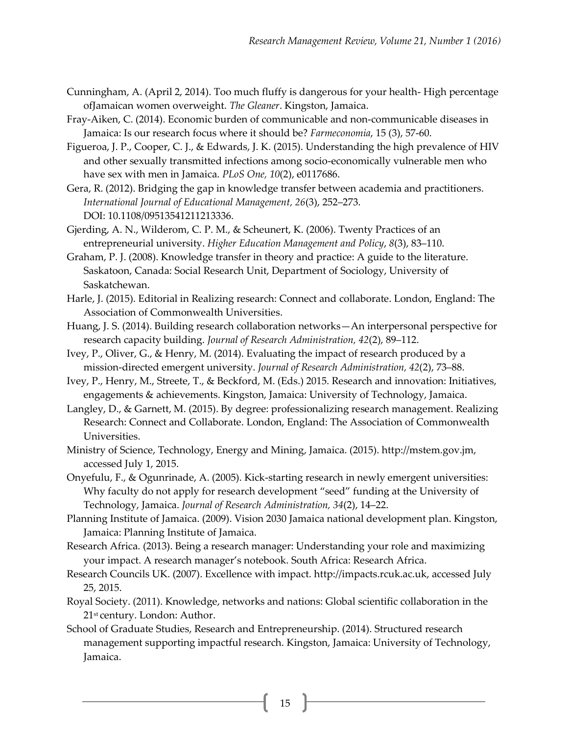Cunningham, A. (April 2, 2014). Too much fluffy is dangerous for your health- High percentage ofJamaican women overweight. *The Gleaner*. Kingston, Jamaica.

Fray-Aiken, C. (2014). Economic burden of communicable and non-communicable diseases in Jamaica: Is our research focus where it should be? *Farmeconomia*, 15 (3), 57-60.

Figueroa, J. P., Cooper, C. J., & Edwards, J. K. (2015). Understanding the high prevalence of HIV and other sexually transmitted infections among socio-economically vulnerable men who have sex with men in Jamaica. *PLoS One, 10*(2), e0117686.

Gera, R. (2012). Bridging the gap in knowledge transfer between academia and practitioners. *International Journal of Educational Management, 26*(3), 252–273. DOI: 10.1108/09513541211213336.

Gjerding, A. N., Wilderom, C. P. M., & Scheunert, K. (2006). Twenty Practices of an entrepreneurial university. *Higher Education Management and Policy*, *8*(3), 83–110.

Graham, P. J. (2008). Knowledge transfer in theory and practice: A guide to the literature. Saskatoon, Canada: Social Research Unit, Department of Sociology, University of Saskatchewan.

Harle, J. (2015). Editorial in Realizing research: Connect and collaborate. London, England: The Association of Commonwealth Universities.

Huang, J. S. (2014). Building research collaboration networks—An interpersonal perspective for research capacity building. *Journal of Research Administration, 42*(2), 89–112.

Ivey, P., Oliver, G., & Henry, M. (2014). Evaluating the impact of research produced by a mission-directed emergent university. *Journal of Research Administration, 42*(2), 73–88.

Ivey, P., Henry, M., Streete, T., & Beckford, M. (Eds.) 2015. Research and innovation: Initiatives, engagements & achievements. Kingston, Jamaica: University of Technology, Jamaica.

Langley, D., & Garnett, M. (2015). By degree: professionalizing research management. Realizing Research: Connect and Collaborate. London, England: The Association of Commonwealth Universities.

Ministry of Science, Technology, Energy and Mining, Jamaica. (2015). http://mstem.gov.jm, accessed July 1, 2015.

Onyefulu, F., & Ogunrinade, A. (2005). Kick-starting research in newly emergent universities: Why faculty do not apply for research development "seed" funding at the University of Technology, Jamaica. *Journal of Research Administration, 34*(2), 14–22.

Planning Institute of Jamaica. (2009). Vision 2030 Jamaica national development plan. Kingston, Jamaica: Planning Institute of Jamaica.

Research Africa. (2013). Being a research manager: Understanding your role and maximizing your impact. A research manager's notebook. South Africa: Research Africa.

Research Councils UK. (2007). Excellence with impact. http://impacts.rcuk.ac.uk, accessed July 25, 2015.

Royal Society. (2011). Knowledge, networks and nations: Global scientific collaboration in the 21st century. London: Author.

School of Graduate Studies, Research and Entrepreneurship. (2014). Structured research management supporting impactful research. Kingston, Jamaica: University of Technology, Jamaica.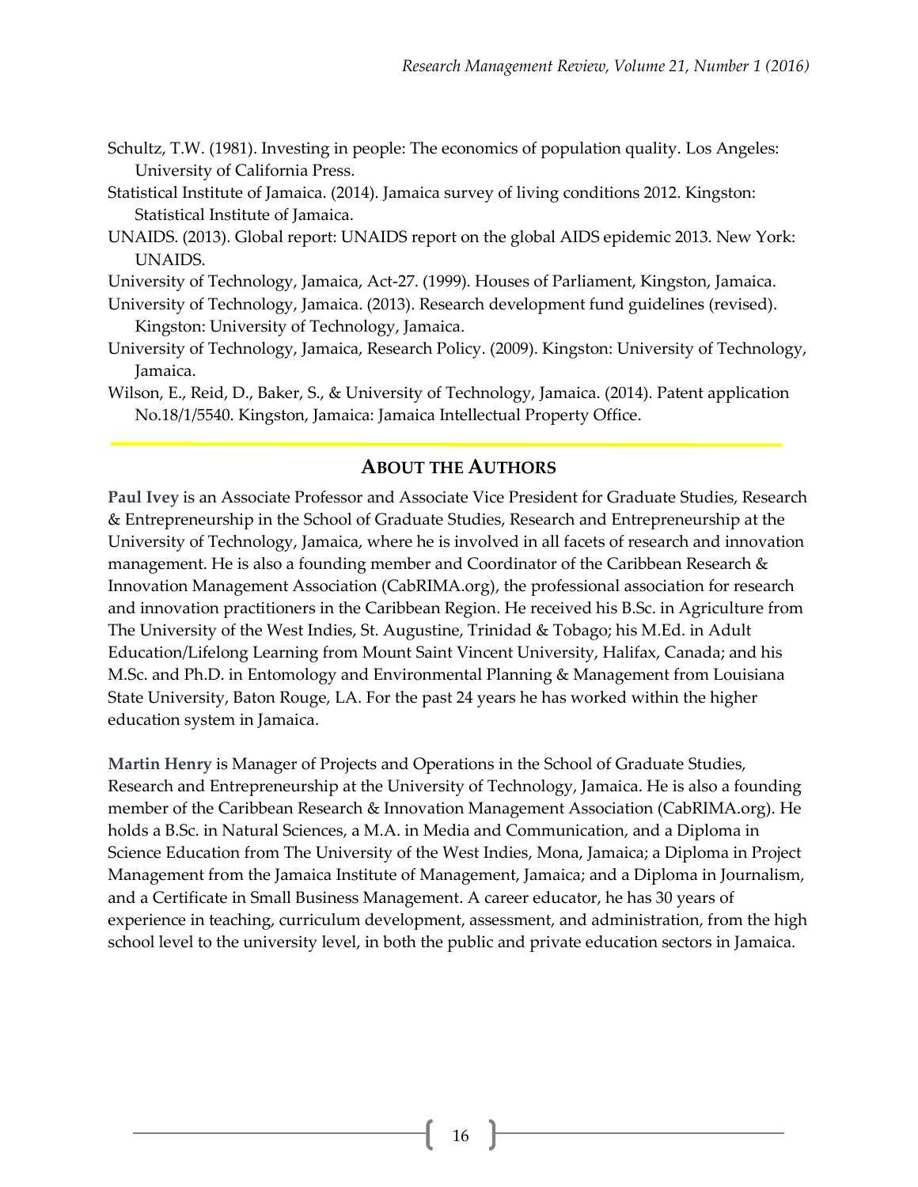Schultz, T.W. (1981). Investing in people: The economics of population quality. Los Angeles: University of California Press.

Statistical Institute of Jamaica. (2014). Jamaica survey of living conditions 2012. Kingston: Statistical Institute of Jamaica.

UNAIDS. (2013). Global report: UNAIDS report on the global AIDS epidemic 2013. New York: UNAIDS.

University of Technology, Jamaica, Act-27. (1999). Houses of Parliament, Kingston, Jamaica.

University of Technology, Jamaica. (2013). Research development fund guidelines (revised). Kingston: University of Technology, Jamaica.

University of Technology, Jamaica, Research Policy. (2009). Kingston: University of Technology, Jamaica.

Wilson, E., Reid, D., Baker, S., & University of Technology, Jamaica. (2014). Patent application No.18/1/5540. Kingston, Jamaica: Jamaica Intellectual Property Office.

## ABOUT THE AUTHORS

**Paul Ivey** is an Associate Professor and Associate Vice President for Graduate Studies, Research & Entrepreneurship in the School of Graduate Studies, Research and Entrepreneurship at the University of Technology, Jamaica, where he is involved in all facets of research and innovation management. He is also a founding member and Coordinator of the Caribbean Research & Innovation Management Association (CabRIMA.org), the professional association for research and innovation practitioners in the Caribbean Region. He received his B.Sc. in Agriculture from The University of the West Indies, St. Augustine, Trinidad & Tobago; his M.Ed. in Adult Education/Lifelong Learning from Mount Saint Vincent University, Halifax, Canada; and his M.Sc. and Ph.D. in Entomology and Environmental Planning & Management from Louisiana State University, Baton Rouge, LA. For the past 24 years he has worked within the higher education system in Jamaica.

**Martin Henry** is Manager of Projects and Operations in the School of Graduate Studies, Research and Entrepreneurship at the University of Technology, Jamaica. He is also a founding member of the Caribbean Research & Innovation Management Association (CabRIMA.org). He holds a B.Sc. in Natural Sciences, a M.A. in Media and Communication, and a Diploma in Science Education from The University of the West Indies, Mona, Jamaica; a Diploma in Project Management from the Jamaica Institute of Management, Jamaica; and a Diploma in Journalism, and a Certificate in Small Business Management. A career educator, he has 30 years of experience in teaching, curriculum development, assessment, and administration, from the high school level to the university level, in both the public and private education sectors in Jamaica.